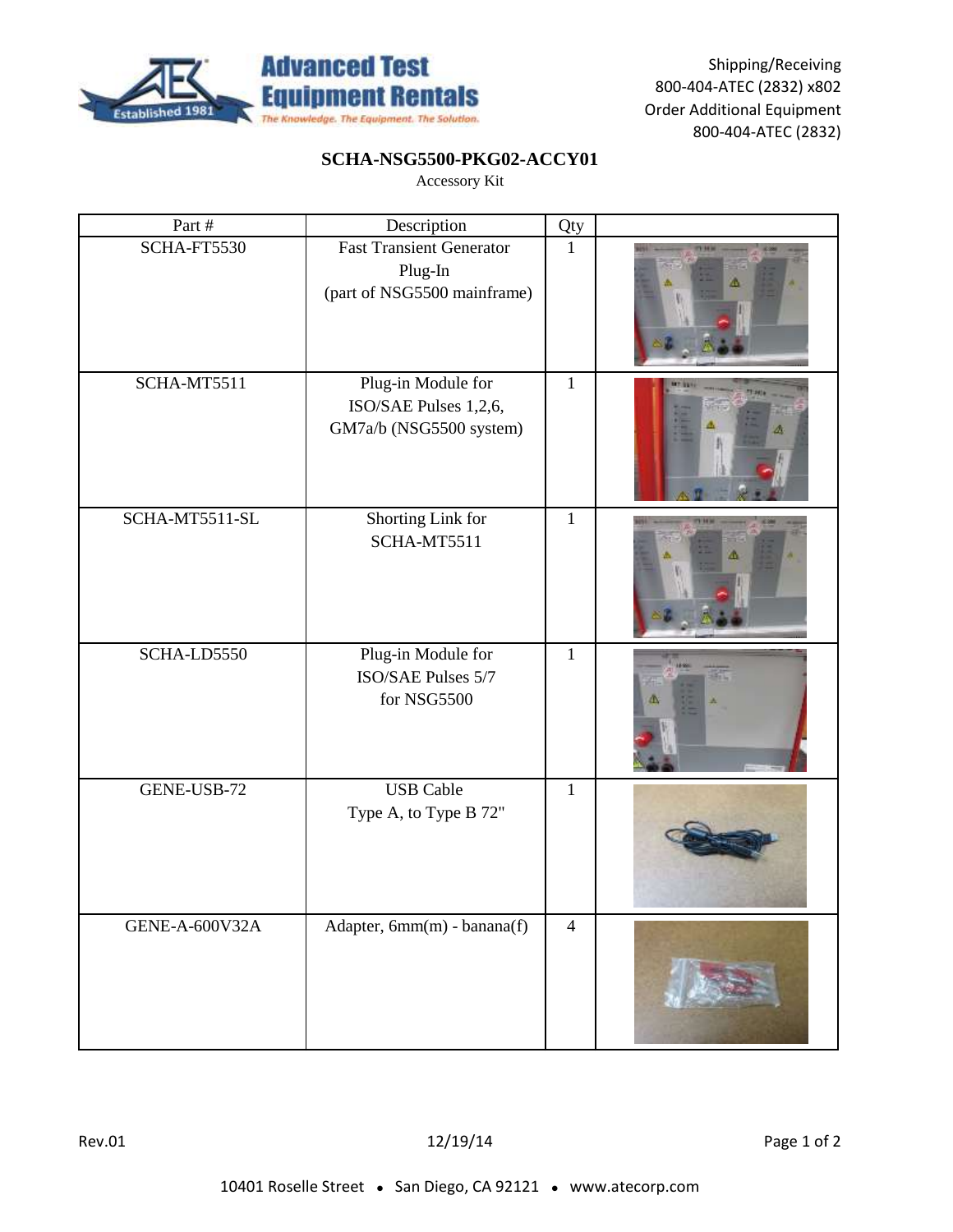Advanced Test Equipment Rentals

Established 1981

The Knowledge. The Equipment. The Solution.

Shipping/Receiving
800-404-ATEC (2832) x802
Order Additional Equipment
800-404-ATEC (2832)

## SCHA-NSG5500-PKG02-ACCY01

Accessory Kit

| Part # | Description | Qty | |
|---|---|---|---|
| SCHA-FT5530 | Fast Transient Generator Plug-In (part of NSG5500 mainframe) | 1 | |
| SCHA-MT5511 | Plug-in Module for ISO/SAE Pulses 1,2,6, GM7a/b (NSG5500 system) | 1 | |
| SCHA-MT5511-SL | Shorting Link for SCHA-MT5511 | 1 | |
| SCHA-LD5550 | Plug-in Module for ISO/SAE Pulses 5/7 for NSG5500 | 1 | |
| GENE-USB-72 | USB Cable Type A, to Type B 72" | 1 | |
| GENE-A-600V32A | Adapter, 6mm(m) - banana(f) | 4 | |

Rev.01 12/19/14

10401 Roselle Street • San Diego, CA 92121 • www.atecorp.com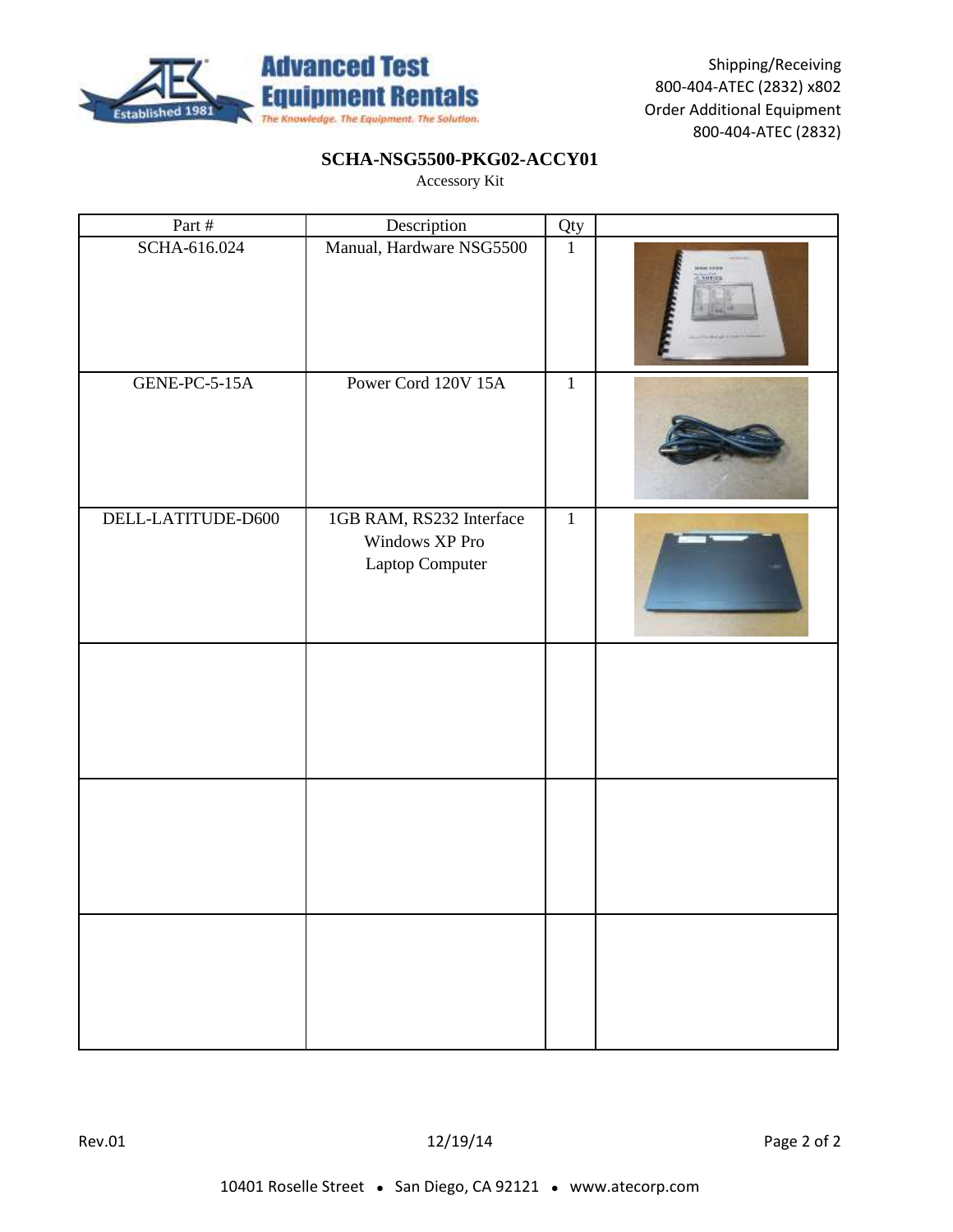**SCHA-NSG5500-PKG02-ACCY01**

Accessory Kit

| Part # | Description | Qty | |
|---|---|---|---|
| SCHA-616.024 | Manual, Hardware NSG5500 | 1 | |
| GENE-PC-5-15A | Power Cord 120V 15A | 1 | |
| DELL-LATITUDE-D600 | 1GB RAM, RS232 Interface Windows XP Pro Laptop Computer | 1 | |
| | | | |
| | | | |
| | | | |

Rev.01 12/19/14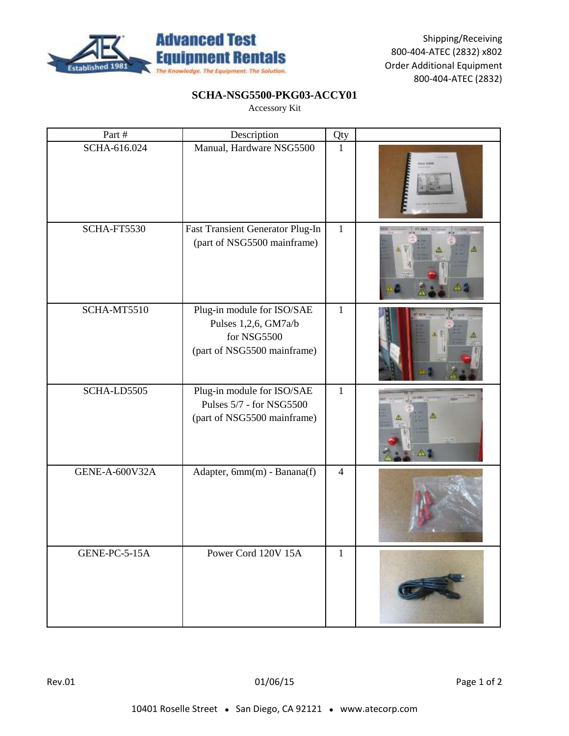Shipping/Receiving
800-404-ATEC (2832) x802
Order Additional Equipment
800-404-ATEC (2832)

# SCHA-NSG5500-PKG03-ACCY01

Accessory Kit

| Part # | Description | Qty | |
|---|---|---|---|
| SCHA-616.024 | Manual, Hardware NSG5500 | 1 | |
| SCHA-FT5530 | Fast Transient Generator Plug-In (part of NSG5500 mainframe) | 1 | |
| SCHA-MT5510 | Plug-in module for ISO/SAE Pulses 1,2,6, GM7a/b for NSG5500 (part of NSG5500 mainframe) | 1 | |
| SCHA-LD5505 | Plug-in module for ISO/SAE Pulses 5/7 - for NSG5500 (part of NSG5500 mainframe) | 1 | |
| GENE-A-600V32A | Adapter, 6mm(m) - Banana(f) | 4 | |
| GENE-PC-5-15A | Power Cord 120V 15A | 1 | |

Rev.01 01/06/15

10401 Roselle Street • San Diego, CA 92121 • www.atecorp.com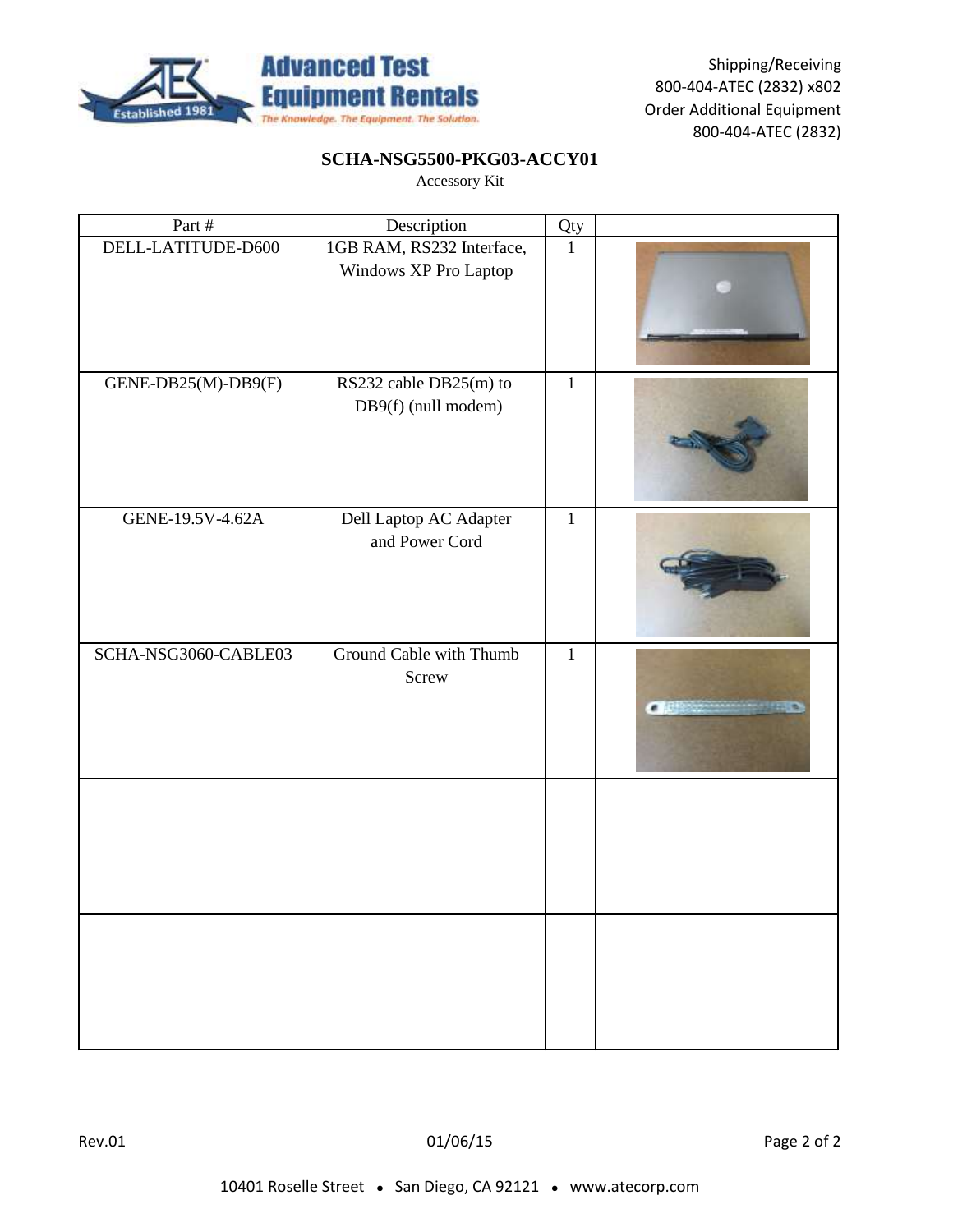Shipping/Receiving
800-404-ATEC (2832) x802
Order Additional Equipment
800-404-ATEC (2832)

## SCHA-NSG5500-PKG03-ACCY01

Accessory Kit

| Part # | Description | Qty | |
|---|---|---|---|
| DELL-LATITUDE-D600 | 1GB RAM, RS232 Interface, Windows XP Pro Laptop | 1 | |
| GENE-DB25(M)-DB9(F) | RS232 cable DB25(m) to DB9(f) (null modem) | 1 | |
| GENE-19.5V-4.62A | Dell Laptop AC Adapter and Power Cord | 1 | |
| SCHA-NSG3060-CABLE03 | Ground Cable with Thumb Screw | 1 | |
| | | | |
| | | | |

Rev.01 01/06/15

10401 Roselle Street • San Diego, CA 92121 • www.atecorp.com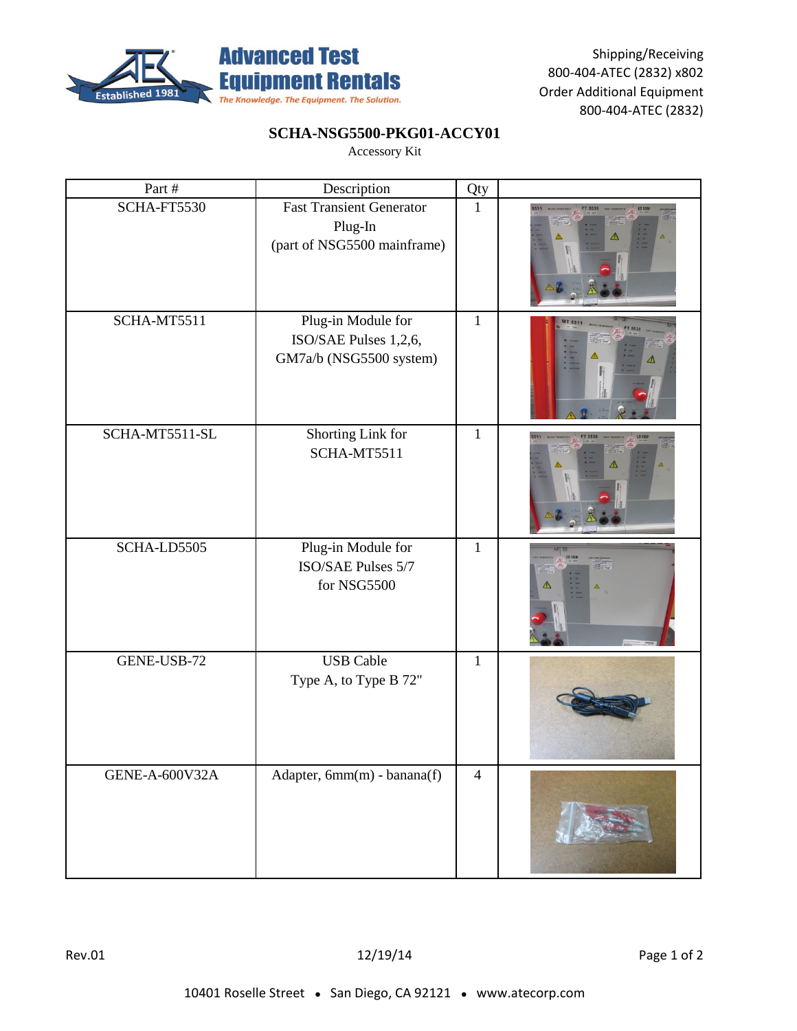Shipping/Receiving
800-404-ATEC (2832) x802
Order Additional Equipment
800-404-ATEC (2832)

## SCHA-NSG5500-PKG01-ACCY01

Accessory Kit

| Part # | Description | Qty | |
|---|---|---|---|
| SCHA-FT5530 | Fast Transient Generator Plug-In (part of NSG5500 mainframe) | 1 | |
| SCHA-MT5511 | Plug-in Module for ISO/SAE Pulses 1,2,6, GM7a/b (NSG5500 system) | 1 | |
| SCHA-MT5511-SL | Shorting Link for SCHA-MT5511 | 1 | |
| SCHA-LD5505 | Plug-in Module for ISO/SAE Pulses 5/7 for NSG5500 | 1 | |
| GENE-USB-72 | USB Cable Type A, to Type B 72" | 1 | |
| GENE-A-600V32A | Adapter, 6mm(m) - banana(f) | 4 | |

Rev.01 12/19/14

10401 Roselle Street • San Diego, CA 92121 • www.atecorp.com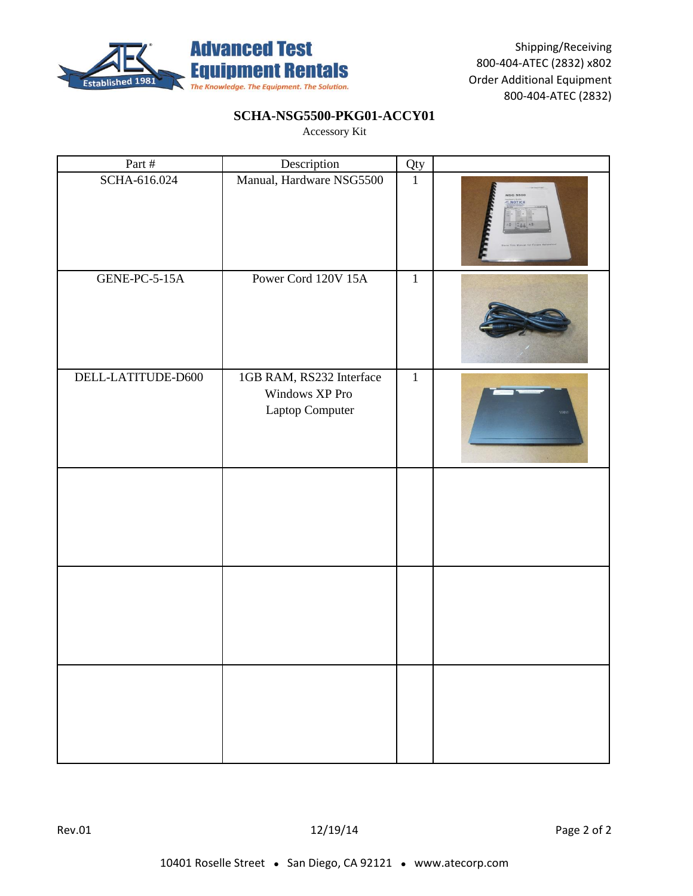Advanced Test Equipment Rentals
The Knowledge. The Equipment. The Solution.

Established 1981

Shipping/Receiving
800-404-ATEC (2832) x802
Order Additional Equipment
800-404-ATEC (2832)

## SCHA-NSG5500-PKG01-ACCY01

Accessory Kit

| Part # | Description | Qty | |
|---|---|---|---|
| SCHA-616.024 | Manual, Hardware NSG5500 | 1 | |
| GENE-PC-5-15A | Power Cord 120V 15A | 1 | |
| DELL-LATITUDE-D600 | 1GB RAM, RS232 Interface Windows XP Pro Laptop Computer | 1 | |
| | | | |
| | | | |
| | | | |

Rev.01 12/19/14

10401 Roselle Street • San Diego, CA 92121 • www.atecorp.com